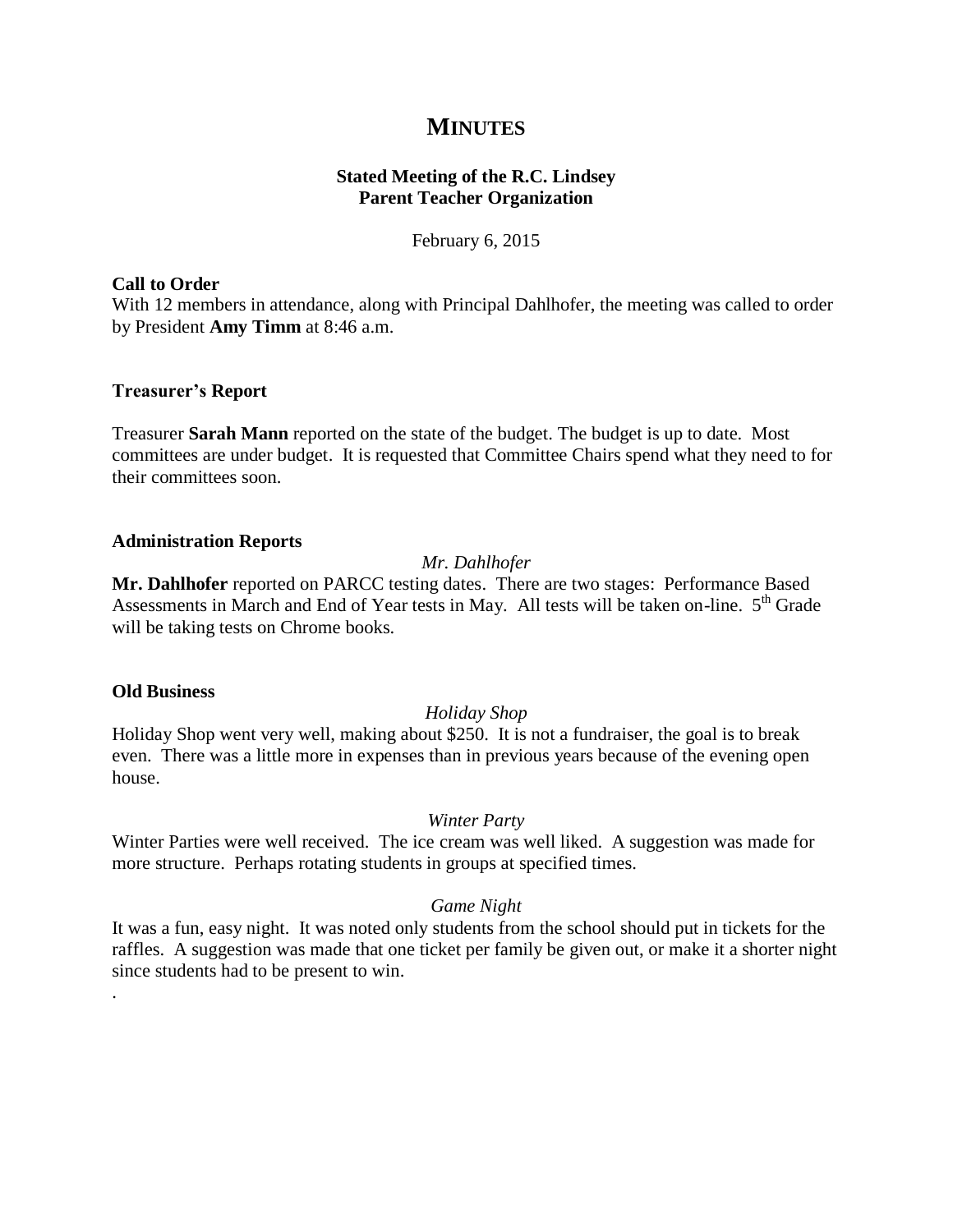# MINUTES

**Stated Meeting of the R.C. Lindsey Parent Teacher Organization**

February 6, 2015

## Call to Order

With 12 members in attendance, along with Principal Dahlhofer, the meeting was called to order by President **Amy Timm** at 8:46 a.m.

## Treasurer's Report

Treasurer **Sarah Mann** reported on the state of the budget. The budget is up to date. Most committees are under budget. It is requested that Committee Chairs spend what they need to for their committees soon.

## Administration Reports

*Mr. Dahlhofer*

**Mr. Dahlhofer** reported on PARCC testing dates. There are two stages: Performance Based Assessments in March and End of Year tests in May. All tests will be taken on-line. 5th Grade will be taking tests on Chrome books.

## Old Business

*Holiday Shop*

Holiday Shop went very well, making about $250. It is not a fundraiser, the goal is to break even. There was a little more in expenses than in previous years because of the evening open house.

*Winter Party*

Winter Parties were well received. The ice cream was well liked. A suggestion was made for more structure. Perhaps rotating students in groups at specified times.

*Game Night*

It was a fun, easy night. It was noted only students from the school should put in tickets for the raffles. A suggestion was made that one ticket per family be given out, or make it a shorter night since students had to be present to win.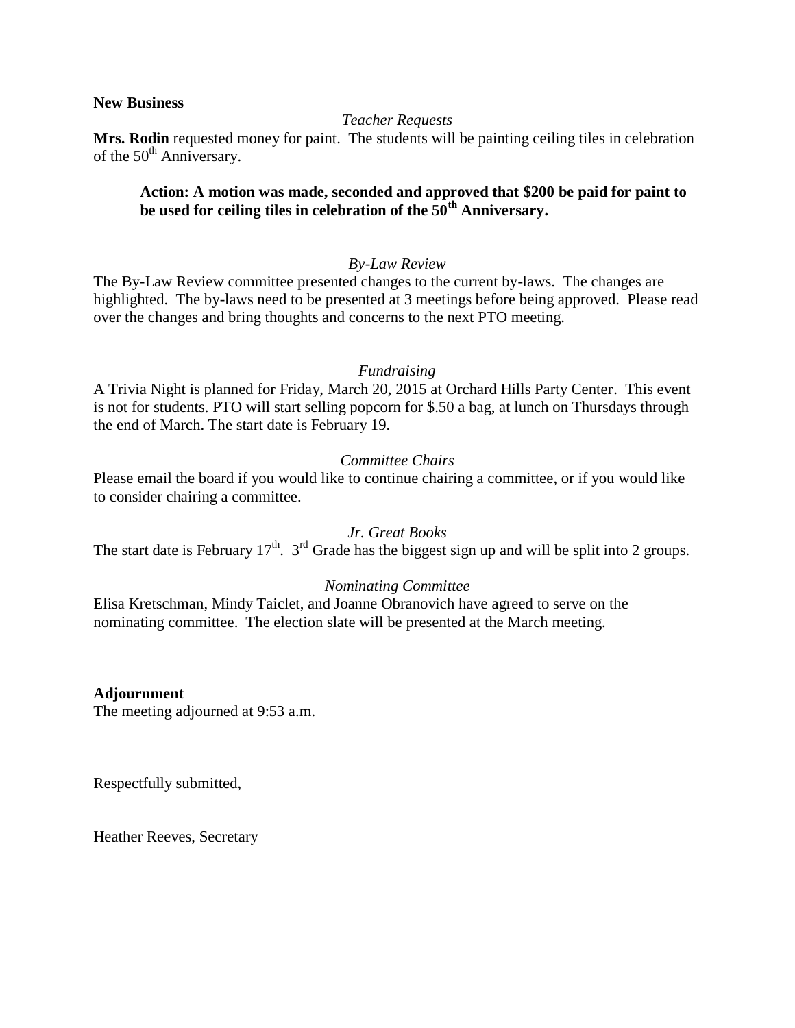**New Business**

*Teacher Requests*

**Mrs. Rodin** requested money for paint. The students will be painting ceiling tiles in celebration of the 50th Anniversary.

> **Action: A motion was made, seconded and approved that $200 be paid for paint to be used for ceiling tiles in celebration of the 50th Anniversary.**

*By-Law Review*

The By-Law Review committee presented changes to the current by-laws. The changes are highlighted. The by-laws need to be presented at 3 meetings before being approved. Please read over the changes and bring thoughts and concerns to the next PTO meeting.

*Fundraising*

A Trivia Night is planned for Friday, March 20, 2015 at Orchard Hills Party Center. This event is not for students. PTO will start selling popcorn for $.50 a bag, at lunch on Thursdays through the end of March. The start date is February 19.

*Committee Chairs*

Please email the board if you would like to continue chairing a committee, or if you would like to consider chairing a committee.

*Jr. Great Books*

The start date is February 17th. 3rd Grade has the biggest sign up and will be split into 2 groups.

*Nominating Committee*

Elisa Kretschman, Mindy Taiclet, and Joanne Obranovich have agreed to serve on the nominating committee. The election slate will be presented at the March meeting.

**Adjournment**

The meeting adjourned at 9:53 a.m.

Respectfully submitted,

Heather Reeves, Secretary